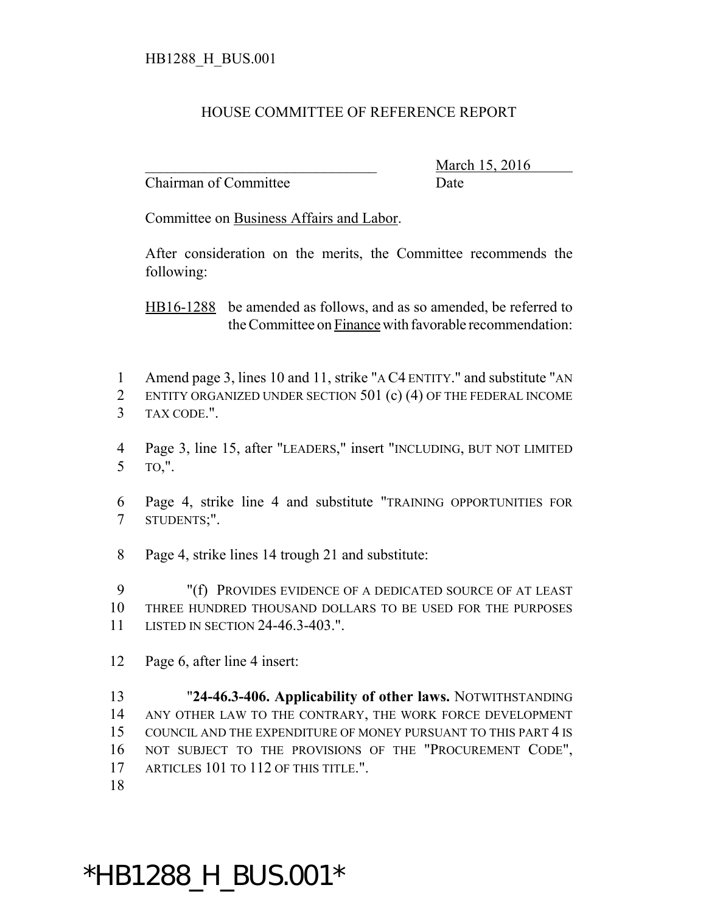HB1288_H_BUS.001

HOUSE COMMITTEE OF REFERENCE REPORT

_______________________________ March 15, 2016
Chairman of Committee Date

Committee on Business Affairs and Labor.

After consideration on the merits, the Committee recommends the following:

HB16-1288 be amended as follows, and as so amended, be referred to the Committee on Finance with favorable recommendation:

1 Amend page 3, lines 10 and 11, strike "A C4 ENTITY." and substitute "AN
2 ENTITY ORGANIZED UNDER SECTION 501 (c) (4) OF THE FEDERAL INCOME
3 TAX CODE.".

4 Page 3, line 15, after "LEADERS," insert "INCLUDING, BUT NOT LIMITED
5 TO,".

6 Page 4, strike line 4 and substitute "TRAINING OPPORTUNITIES FOR
7 STUDENTS;".

8 Page 4, strike lines 14 trough 21 and substitute:

9 "(f) PROVIDES EVIDENCE OF A DEDICATED SOURCE OF AT LEAST
10 THREE HUNDRED THOUSAND DOLLARS TO BE USED FOR THE PURPOSES
11 LISTED IN SECTION 24-46.3-403.".

12 Page 6, after line 4 insert:

13 "**24-46.3-406. Applicability of other laws.** NOTWITHSTANDING
14 ANY OTHER LAW TO THE CONTRARY, THE WORK FORCE DEVELOPMENT
15 COUNCIL AND THE EXPENDITURE OF MONEY PURSUANT TO THIS PART 4 IS
16 NOT SUBJECT TO THE PROVISIONS OF THE "PROCUREMENT CODE",
17 ARTICLES 101 TO 112 OF THIS TITLE.".
18

*HB1288_H_BUS.001*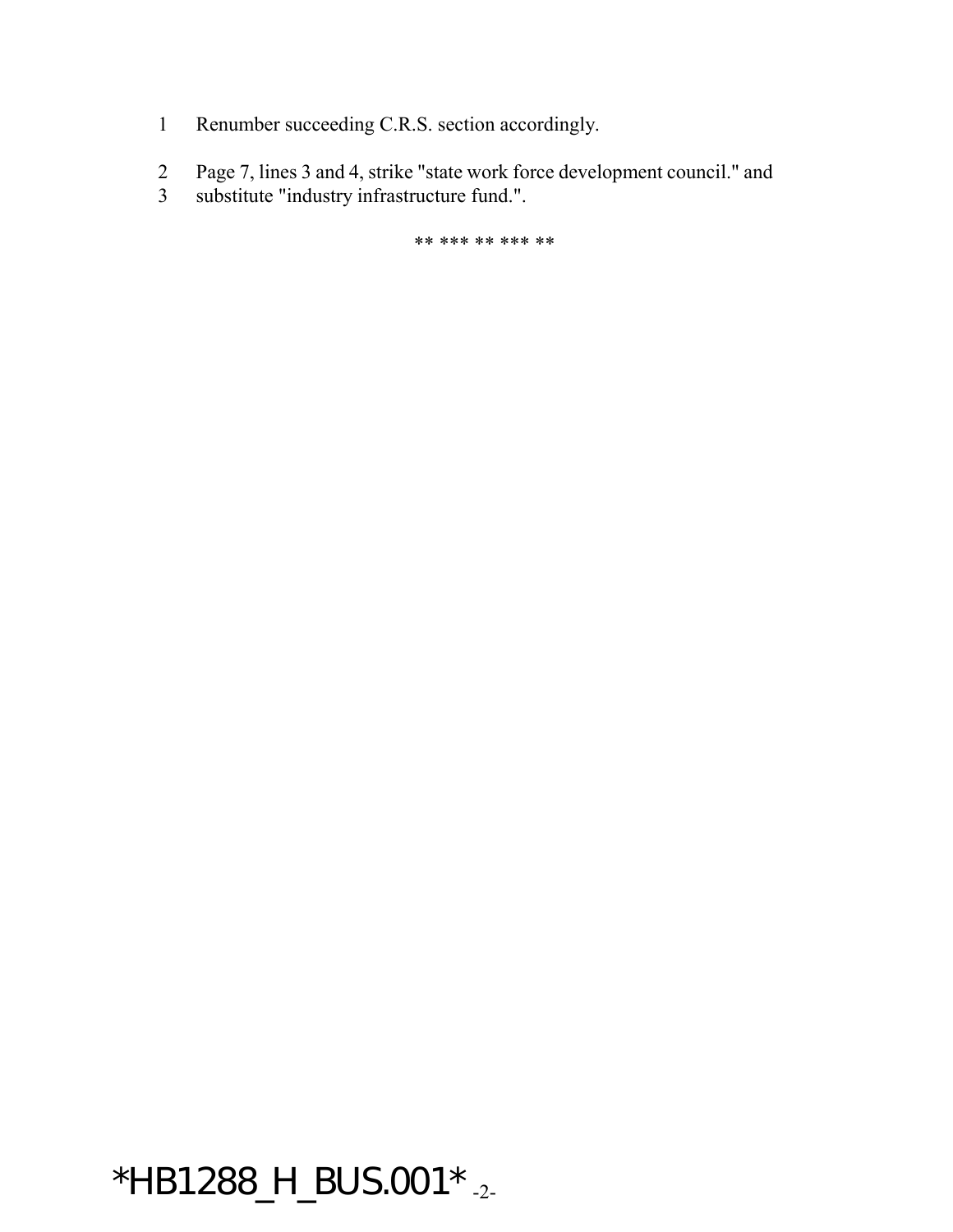1 Renumber succeeding C.R.S. section accordingly.

2 Page 7, lines 3 and 4, strike "state work force development council." and
3 substitute "industry infrastructure fund.".

** *** ** *** **

*HB1288_H_BUS.001*